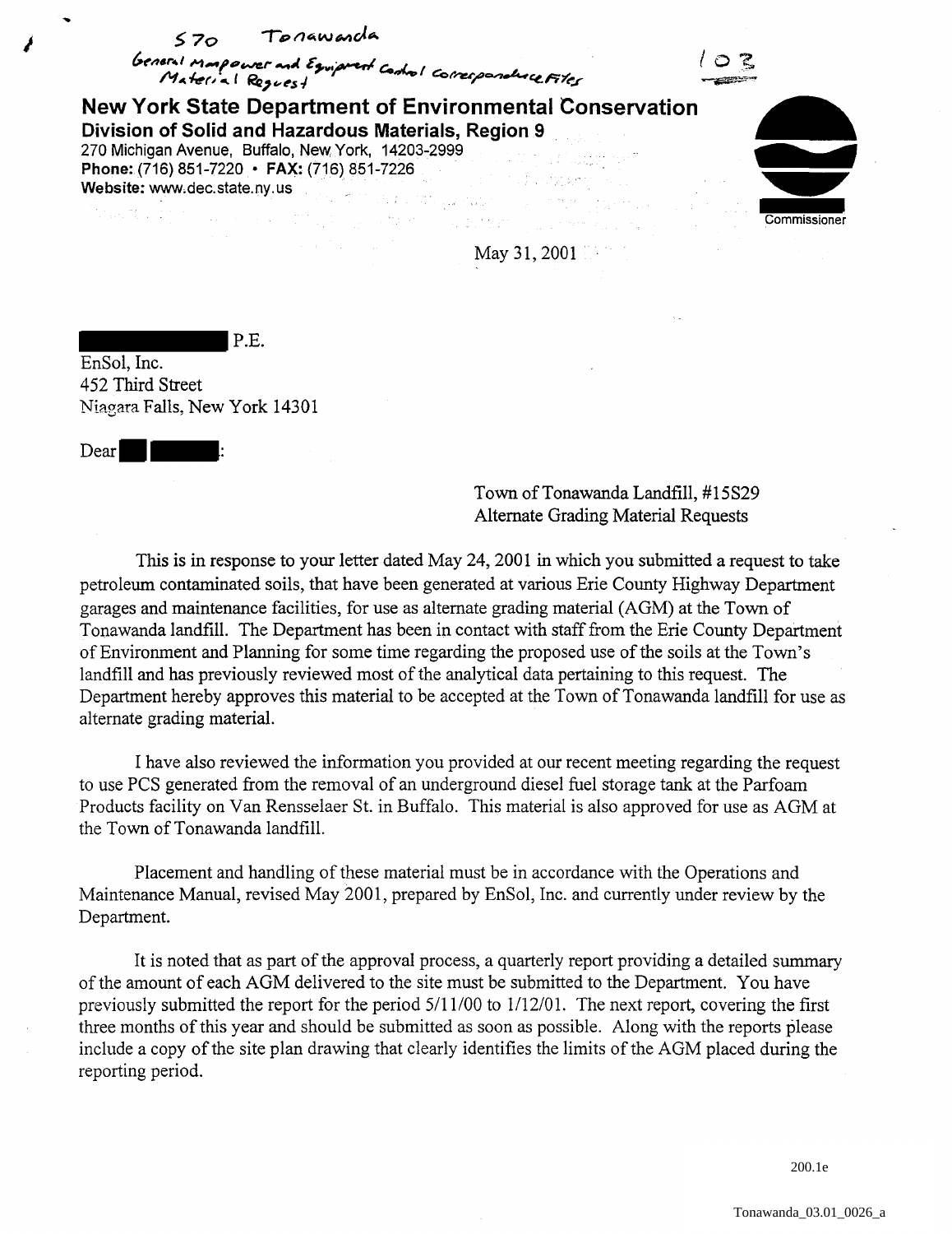570 Tonawanda

General Manpower and Equipment Control Correspondence Files
Material Request

103

**New York State Department of Environmental Conservation**

**Division of Solid and Hazardous Materials, Region 9**

270 Michigan Avenue, Buffalo, New York, 14203-2999

**Phone:** (716) 851-7220 • **FAX:** (716) 851-7226

**Website:** www.dec.state.ny.us

Commissioner

May 31, 2001

██████████ P.E.
EnSol, Inc.
452 Third Street
Niagara Falls, New York 14301

Dear ██ ██████:

Town of Tonawanda Landfill, #15S29
Alternate Grading Material Requests

This is in response to your letter dated May 24, 2001 in which you submitted a request to take petroleum contaminated soils, that have been generated at various Erie County Highway Department garages and maintenance facilities, for use as alternate grading material (AGM) at the Town of Tonawanda landfill. The Department has been in contact with staff from the Erie County Department of Environment and Planning for some time regarding the proposed use of the soils at the Town's landfill and has previously reviewed most of the analytical data pertaining to this request. The Department hereby approves this material to be accepted at the Town of Tonawanda landfill for use as alternate grading material.

I have also reviewed the information you provided at our recent meeting regarding the request to use PCS generated from the removal of an underground diesel fuel storage tank at the Parfoam Products facility on Van Rensselaer St. in Buffalo. This material is also approved for use as AGM at the Town of Tonawanda landfill.

Placement and handling of these material must be in accordance with the Operations and Maintenance Manual, revised May 2001, prepared by EnSol, Inc. and currently under review by the Department.

It is noted that as part of the approval process, a quarterly report providing a detailed summary of the amount of each AGM delivered to the site must be submitted to the Department. You have previously submitted the report for the period 5/11/00 to 1/12/01. The next report, covering the first three months of this year and should be submitted as soon as possible. Along with the reports please include a copy of the site plan drawing that clearly identifies the limits of the AGM placed during the reporting period.

200.1e

Tonawanda_03.01_0026_a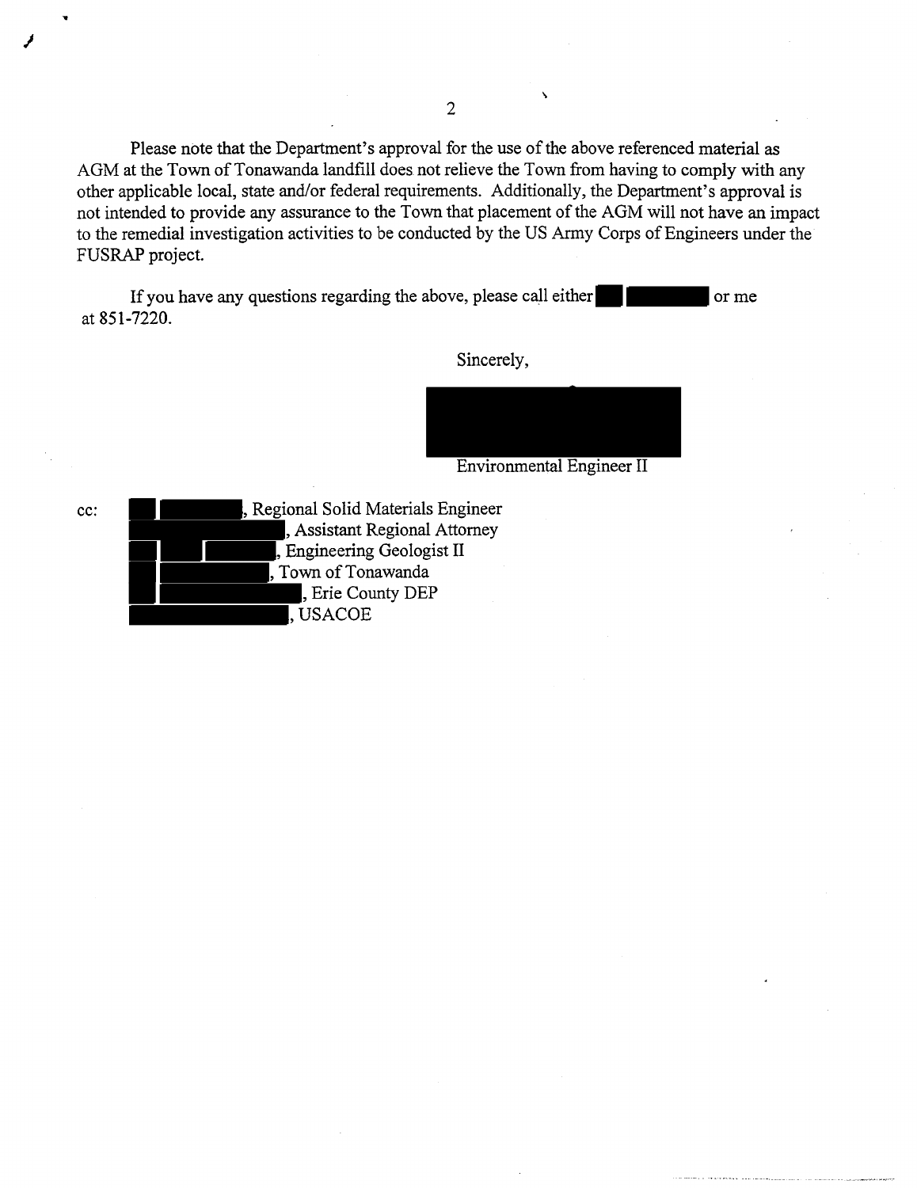Please note that the Department's approval for the use of the above referenced material as AGM at the Town of Tonawanda landfill does not relieve the Town from having to comply with any other applicable local, state and/or federal requirements. Additionally, the Department's approval is not intended to provide any assurance to the Town that placement of the AGM will not have an impact to the remedial investigation activities to be conducted by the US Army Corps of Engineers under the FUSRAP project.

If you have any questions regarding the above, please call either ██ ██████ or me at 851-7220.

Sincerely,

██████████

Environmental Engineer II

cc: ██ ██████, Regional Solid Materials Engineer
██████████, Assistant Regional Attorney
██ ██ ██████, Engineering Geologist II
██ ██████████, Town of Tonawanda
██ ██████████████, Erie County DEP
██████████████, USACOE